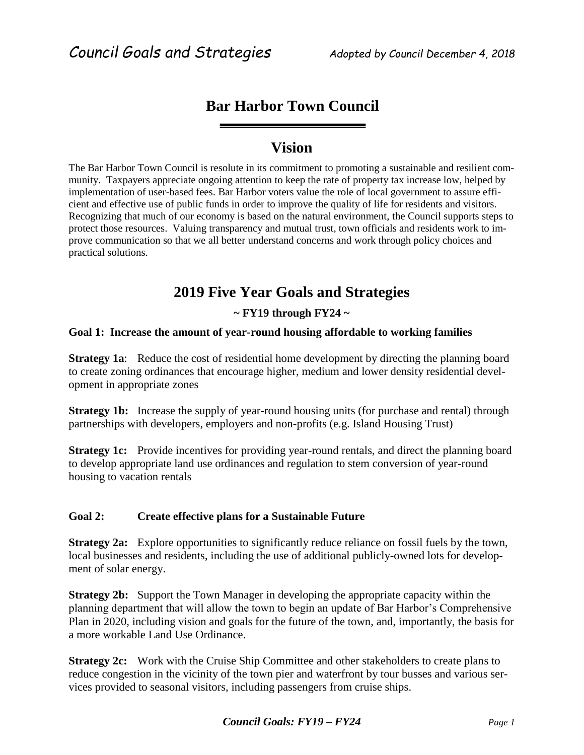*Council Goals and Strategies* *Adopted by Council December 4, 2018*

# Bar Harbor Town Council

## Vision

The Bar Harbor Town Council is resolute in its commitment to promoting a sustainable and resilient community. Taxpayers appreciate ongoing attention to keep the rate of property tax increase low, helped by implementation of user-based fees. Bar Harbor voters value the role of local government to assure efficient and effective use of public funds in order to improve the quality of life for residents and visitors. Recognizing that much of our economy is based on the natural environment, the Council supports steps to protect those resources. Valuing transparency and mutual trust, town officials and residents work to improve communication so that we all better understand concerns and work through policy choices and practical solutions.

## 2019 Five Year Goals and Strategies

**~ FY19 through FY24 ~**

**Goal 1: Increase the amount of year-round housing affordable to working families**

**Strategy 1a**: Reduce the cost of residential home development by directing the planning board to create zoning ordinances that encourage higher, medium and lower density residential development in appropriate zones

**Strategy 1b:** Increase the supply of year-round housing units (for purchase and rental) through partnerships with developers, employers and non-profits (e.g. Island Housing Trust)

**Strategy 1c:** Provide incentives for providing year-round rentals, and direct the planning board to develop appropriate land use ordinances and regulation to stem conversion of year-round housing to vacation rentals

**Goal 2: Create effective plans for a Sustainable Future**

**Strategy 2a:** Explore opportunities to significantly reduce reliance on fossil fuels by the town, local businesses and residents, including the use of additional publicly-owned lots for development of solar energy.

**Strategy 2b:** Support the Town Manager in developing the appropriate capacity within the planning department that will allow the town to begin an update of Bar Harbor's Comprehensive Plan in 2020, including vision and goals for the future of the town, and, importantly, the basis for a more workable Land Use Ordinance.

**Strategy 2c:** Work with the Cruise Ship Committee and other stakeholders to create plans to reduce congestion in the vicinity of the town pier and waterfront by tour busses and various services provided to seasonal visitors, including passengers from cruise ships.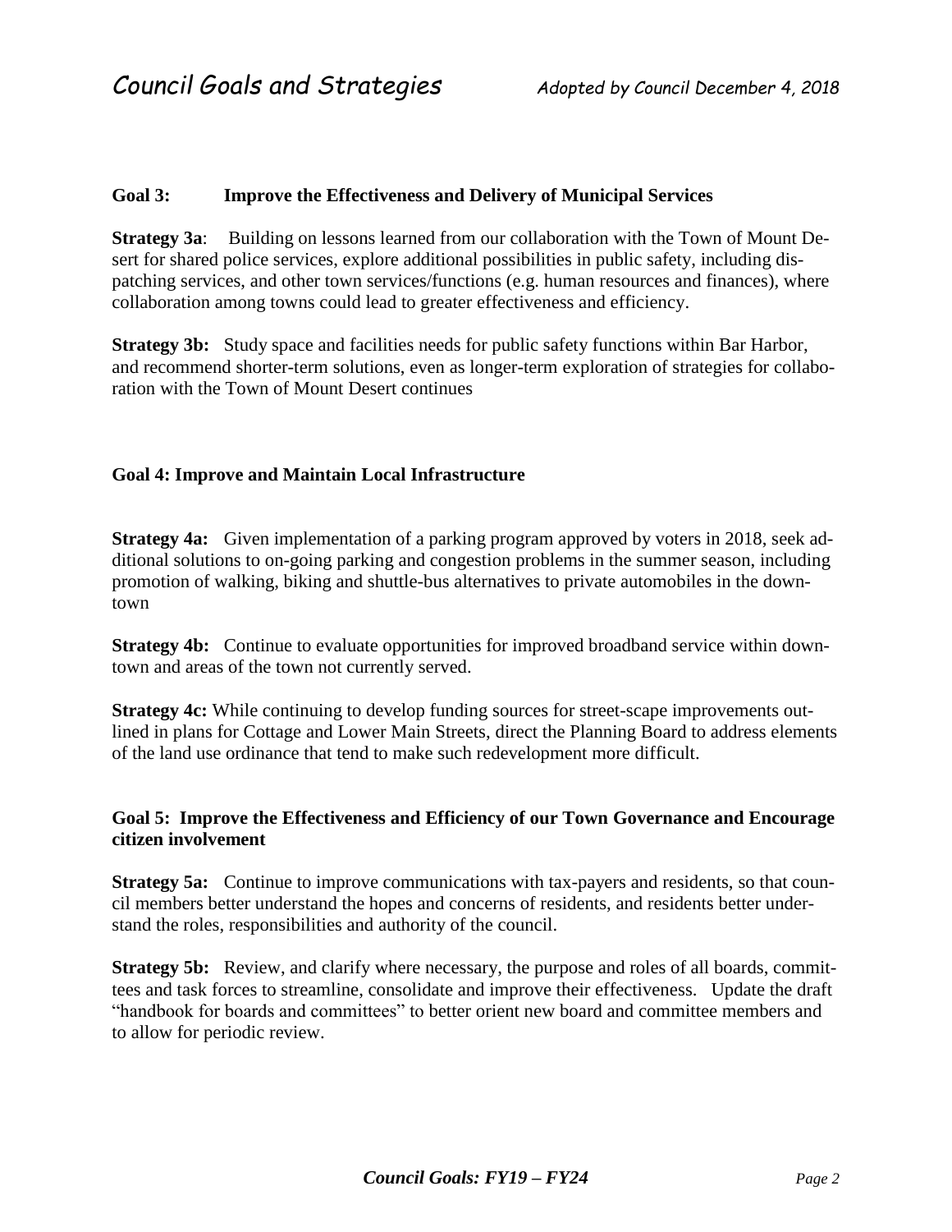## Goal 3: Improve the Effectiveness and Delivery of Municipal Services

**Strategy 3a**: Building on lessons learned from our collaboration with the Town of Mount Desert for shared police services, explore additional possibilities in public safety, including dispatching services, and other town services/functions (e.g. human resources and finances), where collaboration among towns could lead to greater effectiveness and efficiency.

**Strategy 3b:** Study space and facilities needs for public safety functions within Bar Harbor, and recommend shorter-term solutions, even as longer-term exploration of strategies for collaboration with the Town of Mount Desert continues

## Goal 4: Improve and Maintain Local Infrastructure

**Strategy 4a:** Given implementation of a parking program approved by voters in 2018, seek additional solutions to on-going parking and congestion problems in the summer season, including promotion of walking, biking and shuttle-bus alternatives to private automobiles in the downtown

**Strategy 4b:** Continue to evaluate opportunities for improved broadband service within downtown and areas of the town not currently served.

**Strategy 4c:** While continuing to develop funding sources for street-scape improvements outlined in plans for Cottage and Lower Main Streets, direct the Planning Board to address elements of the land use ordinance that tend to make such redevelopment more difficult.

## Goal 5: Improve the Effectiveness and Efficiency of our Town Governance and Encourage citizen involvement

**Strategy 5a:** Continue to improve communications with tax-payers and residents, so that council members better understand the hopes and concerns of residents, and residents better understand the roles, responsibilities and authority of the council.

**Strategy 5b:** Review, and clarify where necessary, the purpose and roles of all boards, committees and task forces to streamline, consolidate and improve their effectiveness. Update the draft "handbook for boards and committees" to better orient new board and committee members and to allow for periodic review.